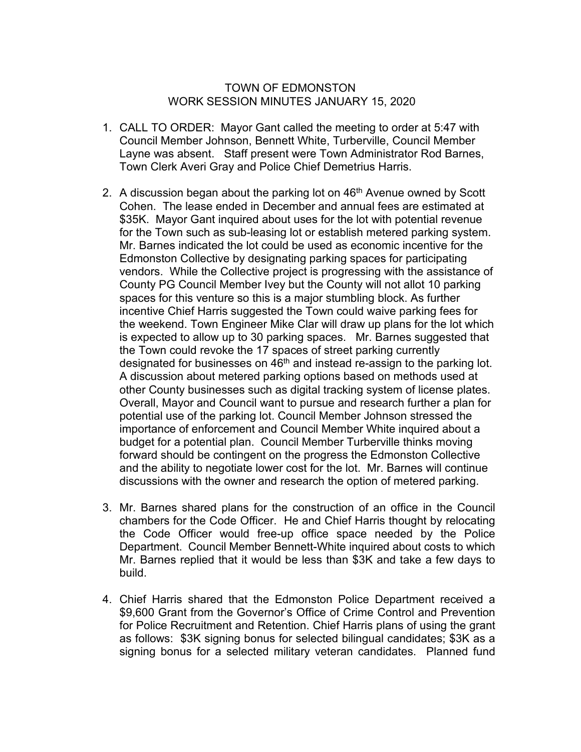TOWN OF EDMONSTON
WORK SESSION MINUTES JANUARY 15, 2020

1. CALL TO ORDER: Mayor Gant called the meeting to order at 5:47 with Council Member Johnson, Bennett White, Turberville, Council Member Layne was absent. Staff present were Town Administrator Rod Barnes, Town Clerk Averi Gray and Police Chief Demetrius Harris.

2. A discussion began about the parking lot on 46th Avenue owned by Scott Cohen. The lease ended in December and annual fees are estimated at $35K. Mayor Gant inquired about uses for the lot with potential revenue for the Town such as sub-leasing lot or establish metered parking system. Mr. Barnes indicated the lot could be used as economic incentive for the Edmonston Collective by designating parking spaces for participating vendors. While the Collective project is progressing with the assistance of County PG Council Member Ivey but the County will not allot 10 parking spaces for this venture so this is a major stumbling block. As further incentive Chief Harris suggested the Town could waive parking fees for the weekend. Town Engineer Mike Clar will draw up plans for the lot which is expected to allow up to 30 parking spaces. Mr. Barnes suggested that the Town could revoke the 17 spaces of street parking currently designated for businesses on 46th and instead re-assign to the parking lot. A discussion about metered parking options based on methods used at other County businesses such as digital tracking system of license plates. Overall, Mayor and Council want to pursue and research further a plan for potential use of the parking lot. Council Member Johnson stressed the importance of enforcement and Council Member White inquired about a budget for a potential plan. Council Member Turberville thinks moving forward should be contingent on the progress the Edmonston Collective and the ability to negotiate lower cost for the lot. Mr. Barnes will continue discussions with the owner and research the option of metered parking.

3. Mr. Barnes shared plans for the construction of an office in the Council chambers for the Code Officer. He and Chief Harris thought by relocating the Code Officer would free-up office space needed by the Police Department. Council Member Bennett-White inquired about costs to which Mr. Barnes replied that it would be less than $3K and take a few days to build.

4. Chief Harris shared that the Edmonston Police Department received a $9,600 Grant from the Governor's Office of Crime Control and Prevention for Police Recruitment and Retention. Chief Harris plans of using the grant as follows: $3K signing bonus for selected bilingual candidates; $3K as a signing bonus for a selected military veteran candidates. Planned fund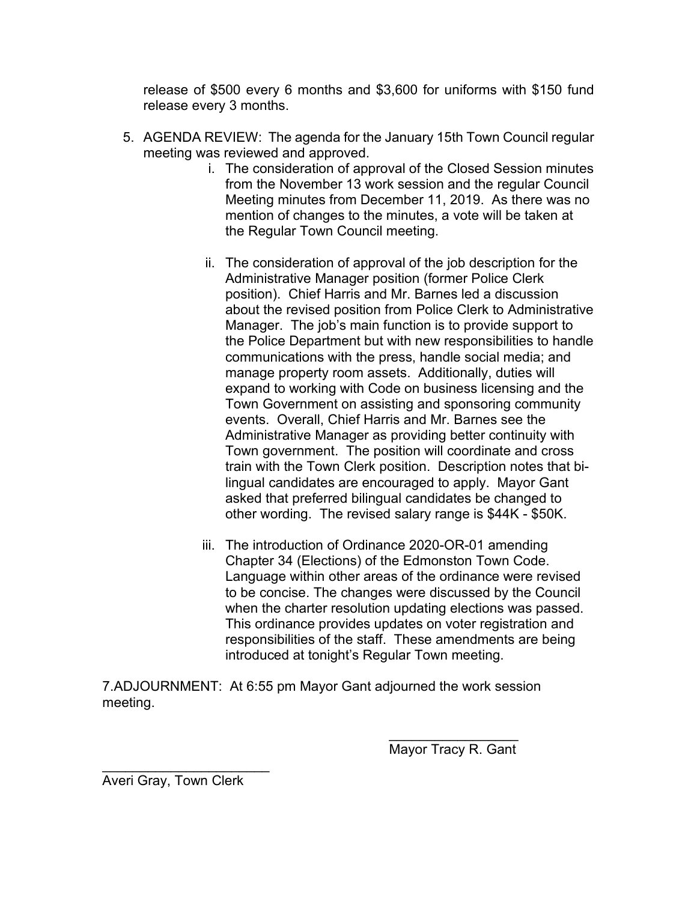release of $500 every 6 months and $3,600 for uniforms with $150 fund release every 3 months.

5. AGENDA REVIEW: The agenda for the January 15th Town Council regular meeting was reviewed and approved.

   i. The consideration of approval of the Closed Session minutes from the November 13 work session and the regular Council Meeting minutes from December 11, 2019. As there was no mention of changes to the minutes, a vote will be taken at the Regular Town Council meeting.

   ii. The consideration of approval of the job description for the Administrative Manager position (former Police Clerk position). Chief Harris and Mr. Barnes led a discussion about the revised position from Police Clerk to Administrative Manager. The job's main function is to provide support to the Police Department but with new responsibilities to handle communications with the press, handle social media; and manage property room assets. Additionally, duties will expand to working with Code on business licensing and the Town Government on assisting and sponsoring community events. Overall, Chief Harris and Mr. Barnes see the Administrative Manager as providing better continuity with Town government. The position will coordinate and cross train with the Town Clerk position. Description notes that bi-lingual candidates are encouraged to apply. Mayor Gant asked that preferred bilingual candidates be changed to other wording. The revised salary range is $44K - $50K.

   iii. The introduction of Ordinance 2020-OR-01 amending Chapter 34 (Elections) of the Edmonston Town Code. Language within other areas of the ordinance were revised to be concise. The changes were discussed by the Council when the charter resolution updating elections was passed. This ordinance provides updates on voter registration and responsibilities of the staff. These amendments are being introduced at tonight's Regular Town meeting.

7.ADJOURNMENT: At 6:55 pm Mayor Gant adjourned the work session meeting.

\_\_\_\_\_\_\_\_\_\_\_\_\_\_\_\_\_\_
Mayor Tracy R. Gant

\_\_\_\_\_\_\_\_\_\_\_\_\_\_\_\_\_\_\_\_\_\_
Averi Gray, Town Clerk